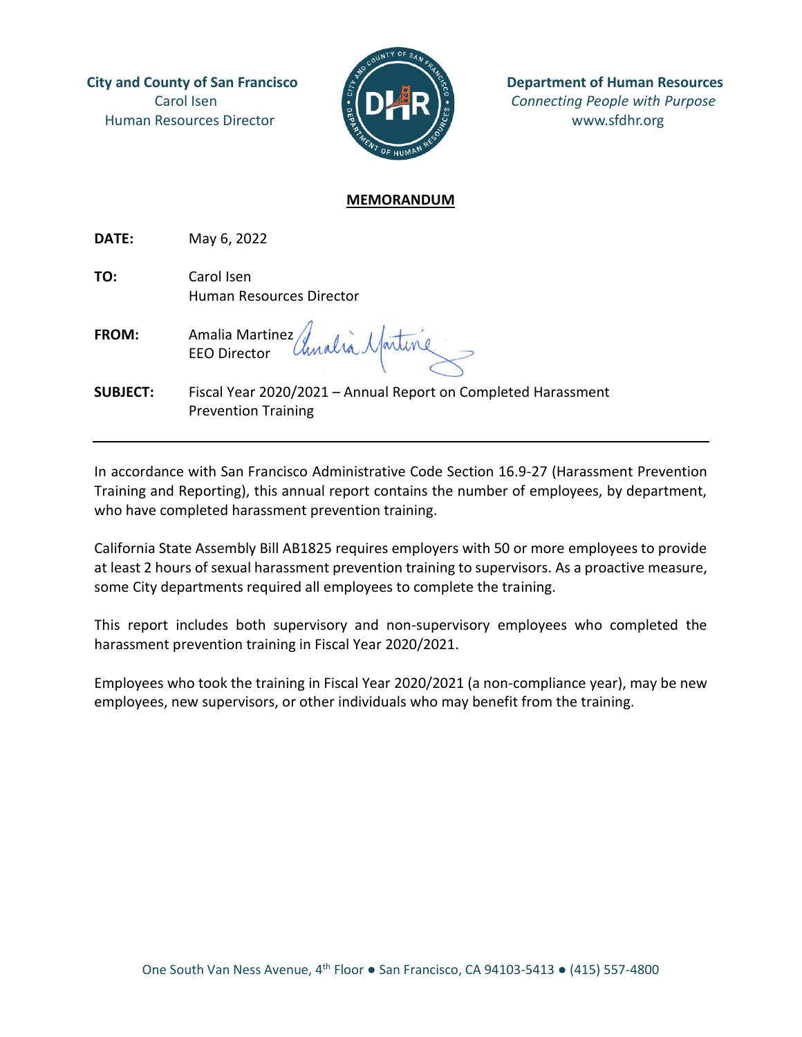**City and County of San Francisco**
Carol Isen
Human Resources Director

**Department of Human Resources**
*Connecting People with Purpose*
www.sfdhr.org

## MEMORANDUM

**DATE:** May 6, 2022

**TO:** Carol Isen
Human Resources Director

**FROM:** Amalia Martinez
EEO Director

**SUBJECT:** Fiscal Year 2020/2021 – Annual Report on Completed Harassment Prevention Training

---

In accordance with San Francisco Administrative Code Section 16.9-27 (Harassment Prevention Training and Reporting), this annual report contains the number of employees, by department, who have completed harassment prevention training.

California State Assembly Bill AB1825 requires employers with 50 or more employees to provide at least 2 hours of sexual harassment prevention training to supervisors. As a proactive measure, some City departments required all employees to complete the training.

This report includes both supervisory and non-supervisory employees who completed the harassment prevention training in Fiscal Year 2020/2021.

Employees who took the training in Fiscal Year 2020/2021 (a non-compliance year), may be new employees, new supervisors, or other individuals who may benefit from the training.

One South Van Ness Avenue, 4th Floor ● San Francisco, CA 94103-5413 ● (415) 557-4800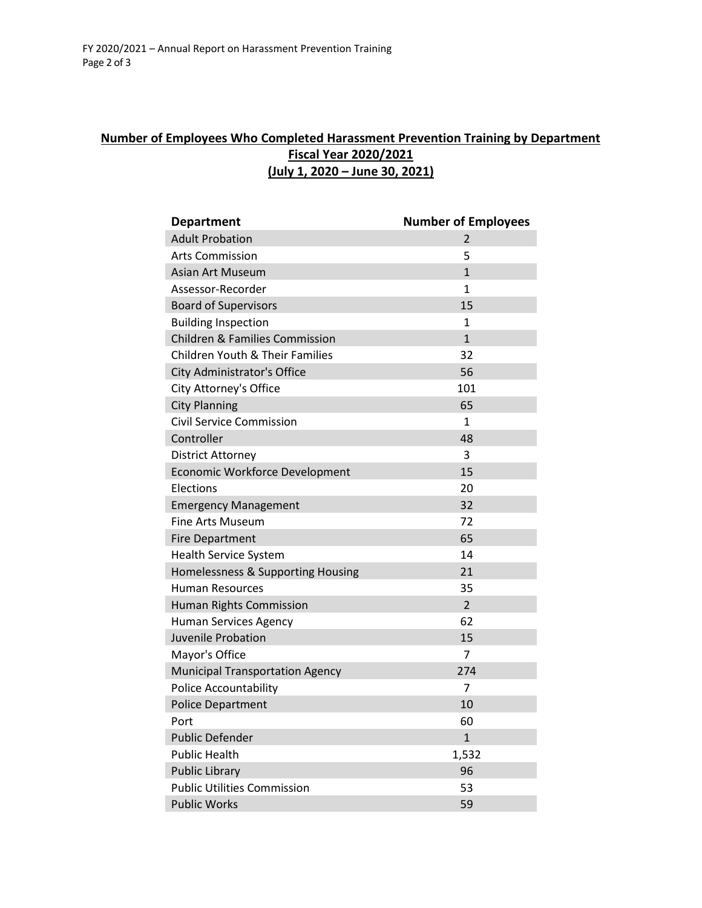## Number of Employees Who Completed Harassment Prevention Training by Department
## Fiscal Year 2020/2021
## (July 1, 2020 – June 30, 2021)

| Department | Number of Employees |
|---|---|
| Adult Probation | 2 |
| Arts Commission | 5 |
| Asian Art Museum | 1 |
| Assessor-Recorder | 1 |
| Board of Supervisors | 15 |
| Building Inspection | 1 |
| Children & Families Commission | 1 |
| Children Youth & Their Families | 32 |
| City Administrator's Office | 56 |
| City Attorney's Office | 101 |
| City Planning | 65 |
| Civil Service Commission | 1 |
| Controller | 48 |
| District Attorney | 3 |
| Economic Workforce Development | 15 |
| Elections | 20 |
| Emergency Management | 32 |
| Fine Arts Museum | 72 |
| Fire Department | 65 |
| Health Service System | 14 |
| Homelessness & Supporting Housing | 21 |
| Human Resources | 35 |
| Human Rights Commission | 2 |
| Human Services Agency | 62 |
| Juvenile Probation | 15 |
| Mayor's Office | 7 |
| Municipal Transportation Agency | 274 |
| Police Accountability | 7 |
| Police Department | 10 |
| Port | 60 |
| Public Defender | 1 |
| Public Health | 1,532 |
| Public Library | 96 |
| Public Utilities Commission | 53 |
| Public Works | 59 |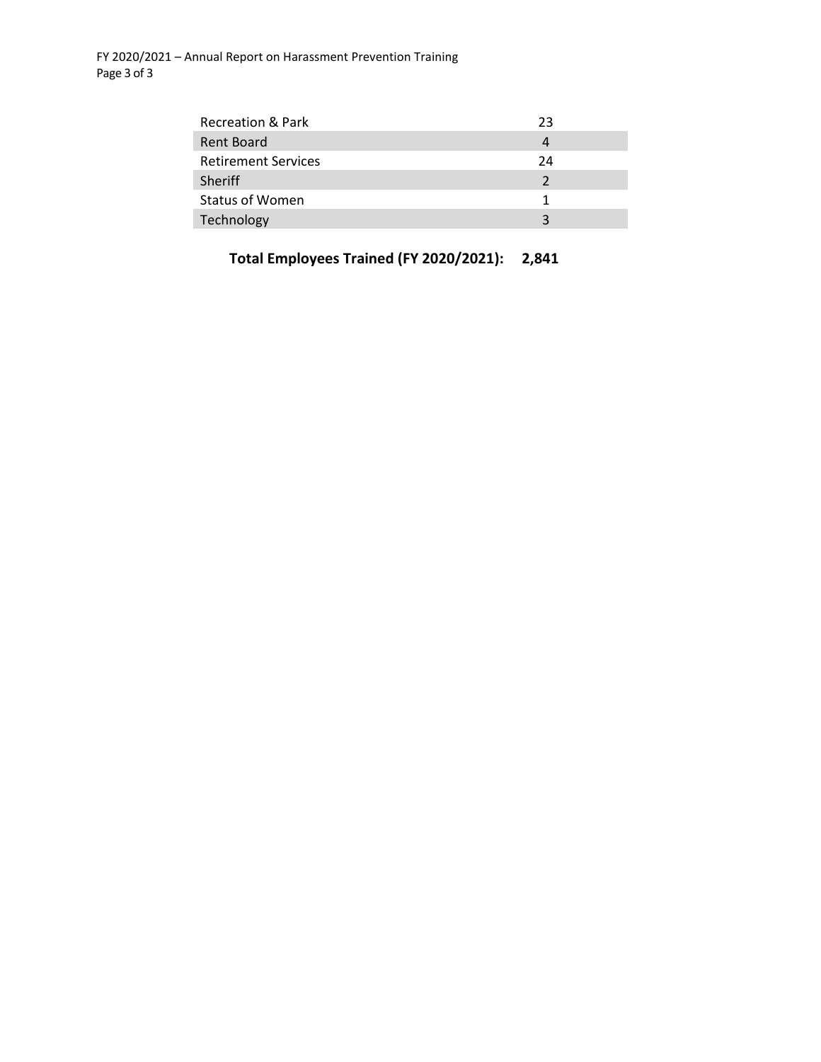| | |
|---|---|
| Recreation & Park | 23 |
| Rent Board | 4 |
| Retirement Services | 24 |
| Sheriff | 2 |
| Status of Women | 1 |
| Technology | 3 |

**Total Employees Trained (FY 2020/2021): 2,841**